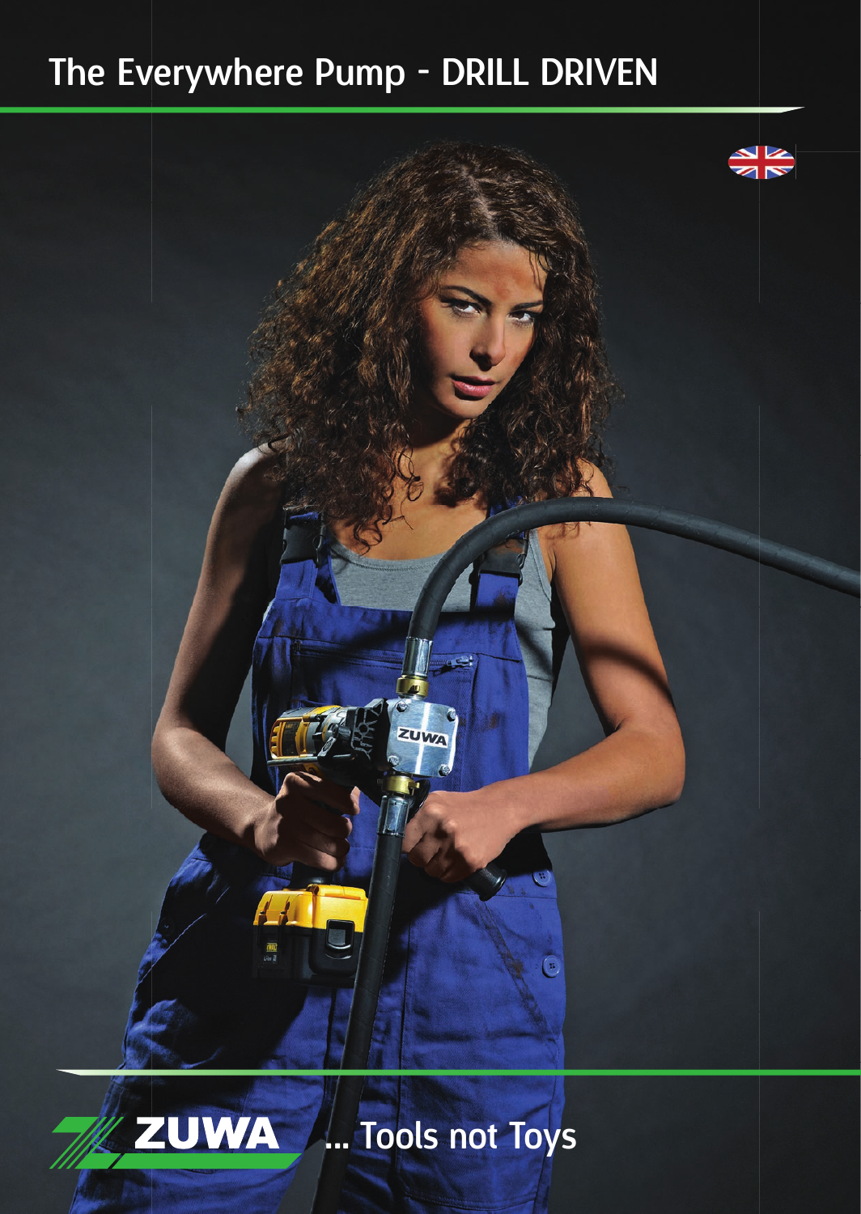# The Everywhere Pump - DRILL DRIVEN

ZUWA ... Tools not Toys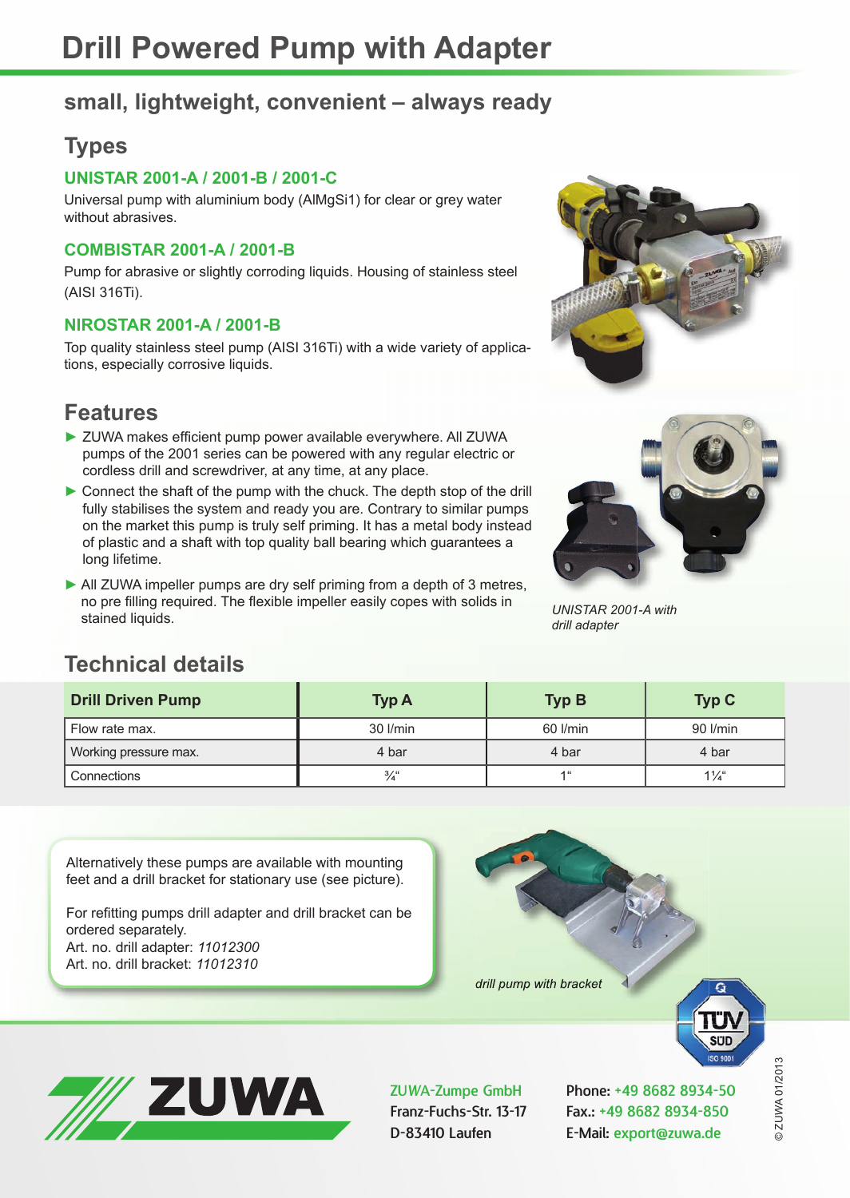# Drill Powered Pump with Adapter

## small, lightweight, convenient – always ready

## Types

### UNISTAR 2001-A / 2001-B / 2001-C

Universal pump with aluminium body (AlMgSi1) for clear or grey water without abrasives.

### COMBISTAR 2001-A / 2001-B

Pump for abrasive or slightly corroding liquids. Housing of stainless steel (AISI 316Ti).

### NIROSTAR 2001-A / 2001-B

Top quality stainless steel pump (AISI 316Ti) with a wide variety of applications, especially corrosive liquids.

## Features

- ► ZUWA makes efficient pump power available everywhere. All ZUWA pumps of the 2001 series can be powered with any regular electric or cordless drill and screwdriver, at any time, at any place.
- ► Connect the shaft of the pump with the chuck. The depth stop of the drill fully stabilises the system and ready you are. Contrary to similar pumps on the market this pump is truly self priming. It has a metal body instead of plastic and a shaft with top quality ball bearing which guarantees a long lifetime.
- ► All ZUWA impeller pumps are dry self priming from a depth of 3 metres, no pre filling required. The flexible impeller easily copes with solids in stained liquids.

*UNISTAR 2001-A with drill adapter*

## Technical details

| Drill Driven Pump | Typ A | Typ B | Typ C |
|---|---|---|---|
| Flow rate max. | 30 l/min | 60 l/min | 90 l/min |
| Working pressure max. | 4 bar | 4 bar | 4 bar |
| Connections | ¾" | 1" | 1¼" |

Alternatively these pumps are available with mounting feet and a drill bracket for stationary use (see picture).

For refitting pumps drill adapter and drill bracket can be ordered separately.
Art. no. drill adapter: *11012300*
Art. no. drill bracket: *11012310*

*drill pump with bracket*

ZUWA-Zumpe GmbH
Franz-Fuchs-Str. 13-17
D-83410 Laufen

**Phone:** +49 8682 8934-50
**Fax.:** +49 8682 8934-850
**E-Mail:** export@zuwa.de

© ZUWA 01/2013